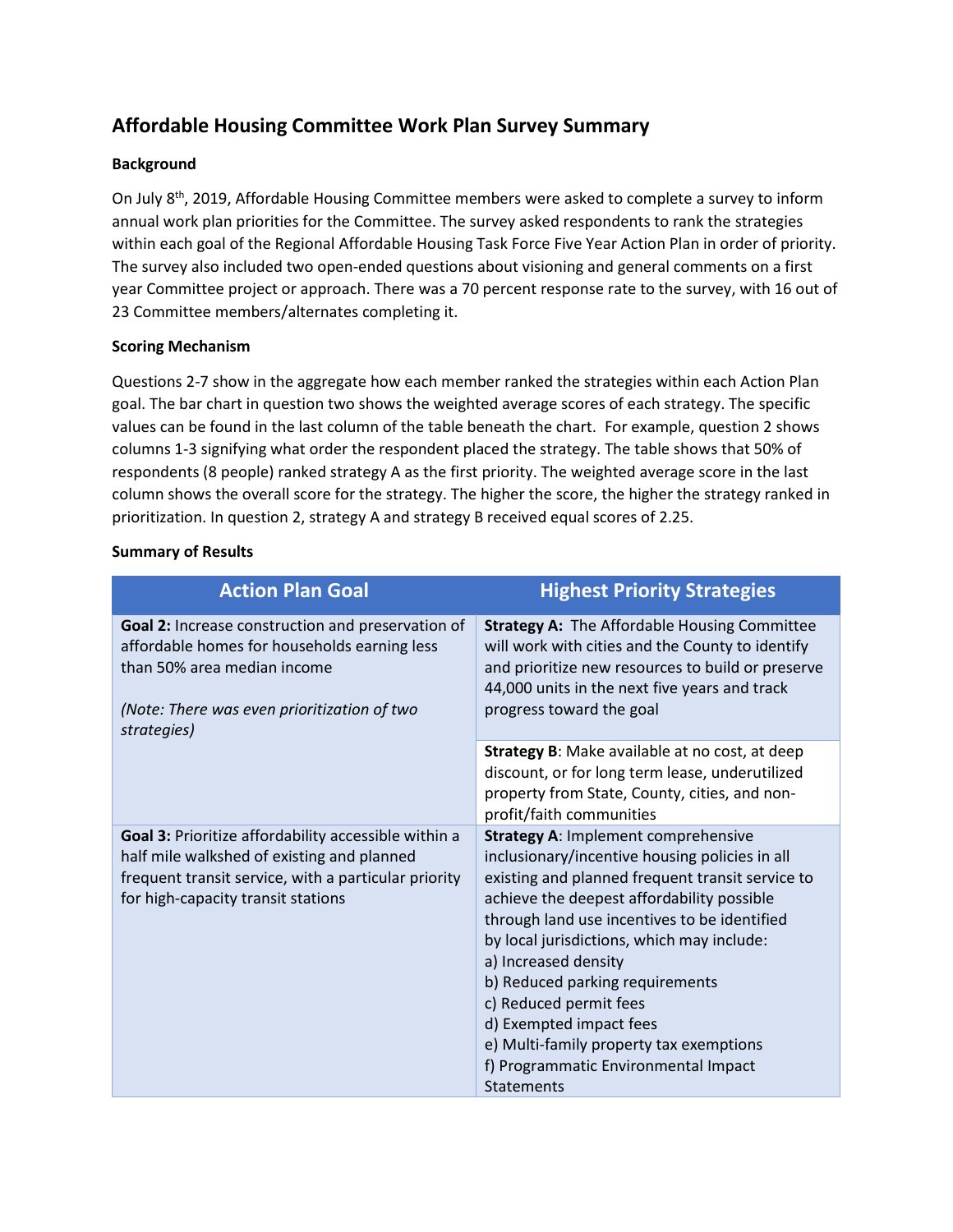# Affordable Housing Committee Work Plan Survey Summary

## Background

On July 8th, 2019, Affordable Housing Committee members were asked to complete a survey to inform annual work plan priorities for the Committee. The survey asked respondents to rank the strategies within each goal of the Regional Affordable Housing Task Force Five Year Action Plan in order of priority. The survey also included two open-ended questions about visioning and general comments on a first year Committee project or approach. There was a 70 percent response rate to the survey, with 16 out of 23 Committee members/alternates completing it.

## Scoring Mechanism

Questions 2-7 show in the aggregate how each member ranked the strategies within each Action Plan goal. The bar chart in question two shows the weighted average scores of each strategy. The specific values can be found in the last column of the table beneath the chart. For example, question 2 shows columns 1-3 signifying what order the respondent placed the strategy. The table shows that 50% of respondents (8 people) ranked strategy A as the first priority. The weighted average score in the last column shows the overall score for the strategy. The higher the score, the higher the strategy ranked in prioritization. In question 2, strategy A and strategy B received equal scores of 2.25.

## Summary of Results

| Action Plan Goal | Highest Priority Strategies |
|---|---|
| **Goal 2:** Increase construction and preservation of affordable homes for households earning less than 50% area median income<br><br>*(Note: There was even prioritization of two strategies)* | **Strategy A:** The Affordable Housing Committee will work with cities and the County to identify and prioritize new resources to build or preserve 44,000 units in the next five years and track progress toward the goal |
| | **Strategy B**: Make available at no cost, at deep discount, or for long term lease, underutilized property from State, County, cities, and non-profit/faith communities |
| **Goal 3:** Prioritize affordability accessible within a half mile walkshed of existing and planned frequent transit service, with a particular priority for high-capacity transit stations | **Strategy A**: Implement comprehensive inclusionary/incentive housing policies in all existing and planned frequent transit service to achieve the deepest affordability possible through land use incentives to be identified by local jurisdictions, which may include:<br>a) Increased density<br>b) Reduced parking requirements<br>c) Reduced permit fees<br>d) Exempted impact fees<br>e) Multi-family property tax exemptions<br>f) Programmatic Environmental Impact Statements |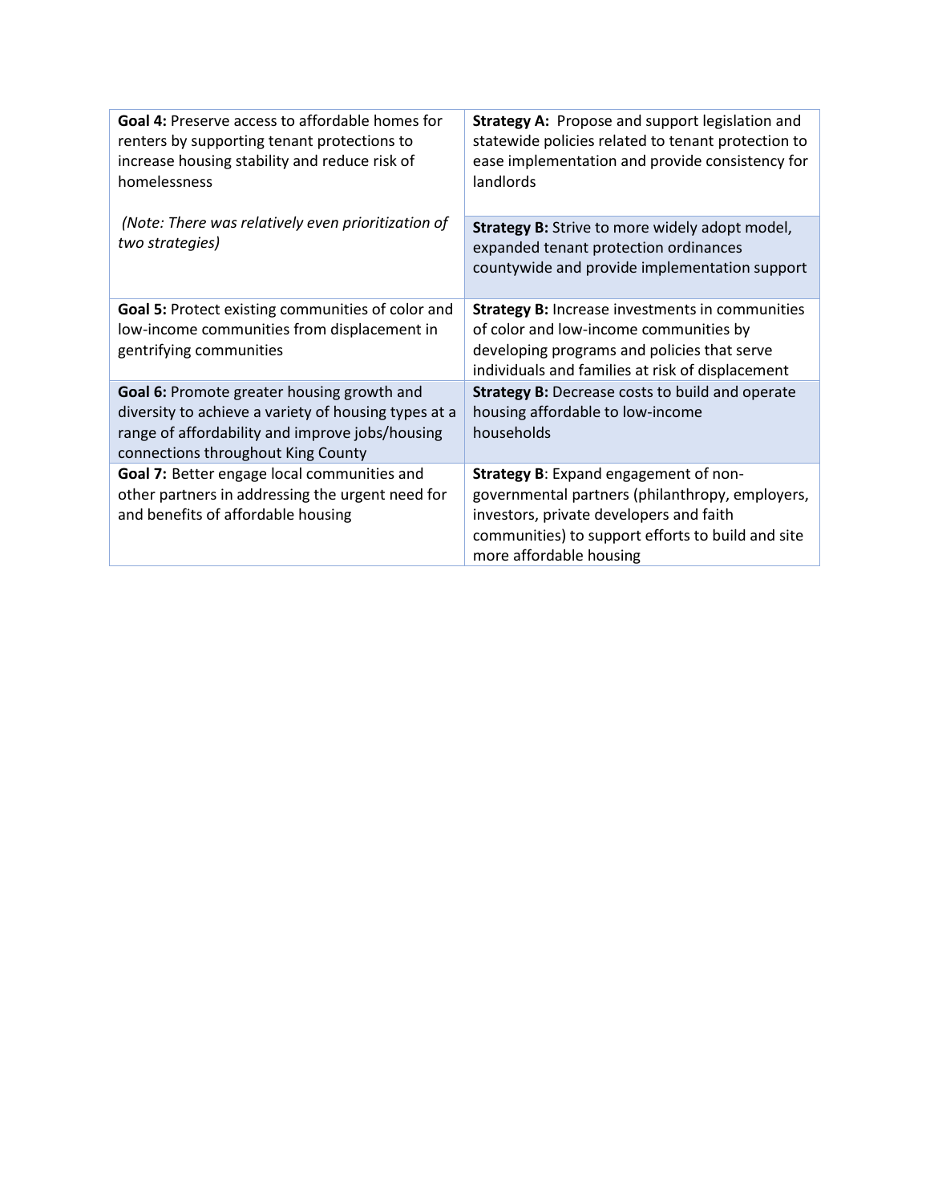| | |
|---|---|
| **Goal 4:** Preserve access to affordable homes for renters by supporting tenant protections to increase housing stability and reduce risk of homelessness<br><br>*(Note: There was relatively even prioritization of two strategies)* | **Strategy A:** Propose and support legislation and statewide policies related to tenant protection to ease implementation and provide consistency for landlords<br><br>**Strategy B:** Strive to more widely adopt model, expanded tenant protection ordinances countywide and provide implementation support |
| **Goal 5:** Protect existing communities of color and low-income communities from displacement in gentrifying communities | **Strategy B:** Increase investments in communities of color and low-income communities by developing programs and policies that serve individuals and families at risk of displacement |
| **Goal 6:** Promote greater housing growth and diversity to achieve a variety of housing types at a range of affordability and improve jobs/housing connections throughout King County | **Strategy B:** Decrease costs to build and operate housing affordable to low-income households |
| **Goal 7:** Better engage local communities and other partners in addressing the urgent need for and benefits of affordable housing | **Strategy B**: Expand engagement of non-governmental partners (philanthropy, employers, investors, private developers and faith communities) to support efforts to build and site more affordable housing |